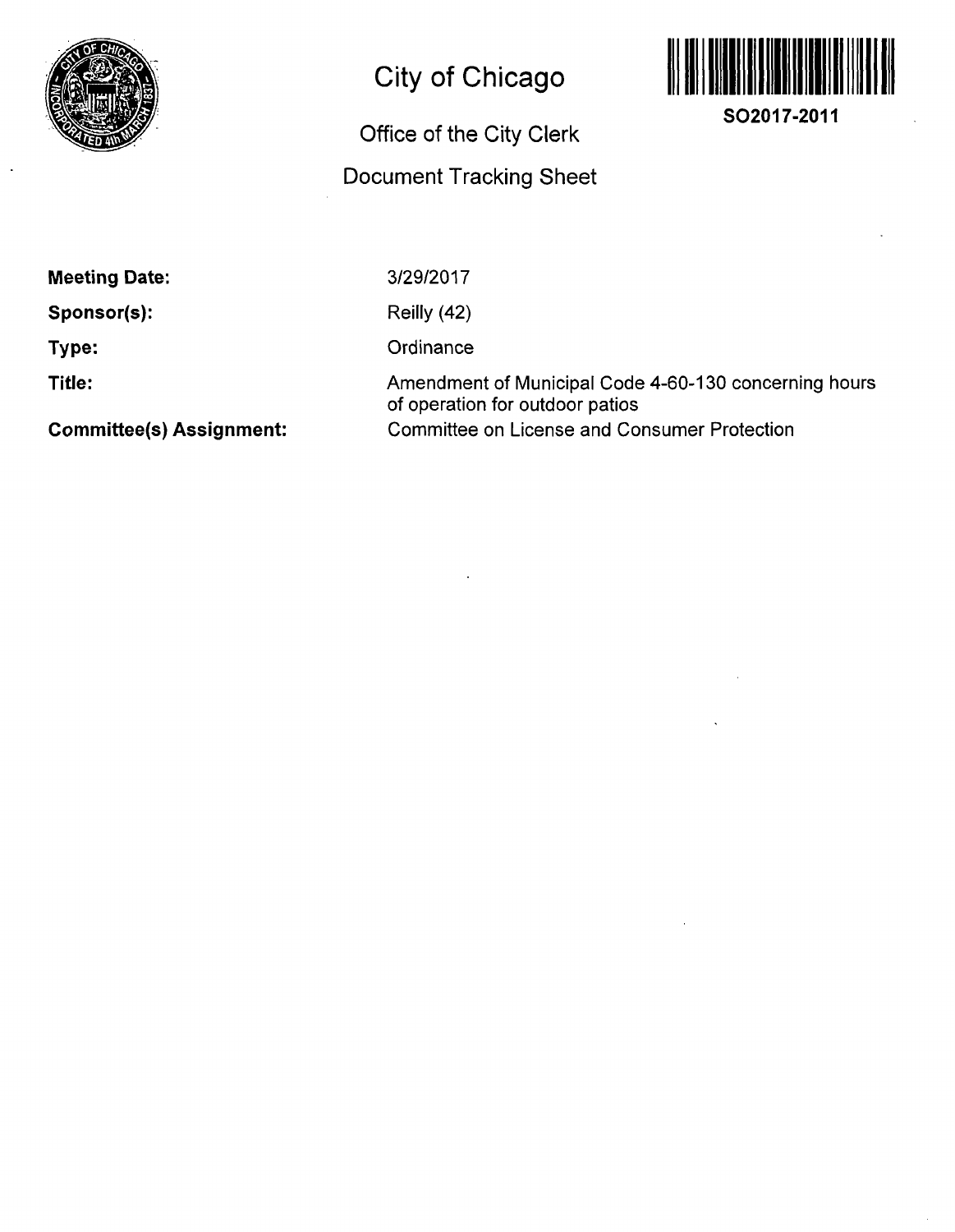# City of Chicago

## Office of the City Clerk

## Document Tracking Sheet

**SO2017-2011**

| | |
|---|---|
| **Meeting Date:** | 3/29/2017 |
| **Sponsor(s):** | Reilly (42) |
| **Type:** | Ordinance |
| **Title:** | Amendment of Municipal Code 4-60-130 concerning hours of operation for outdoor patios |
| **Committee(s) Assignment:** | Committee on License and Consumer Protection |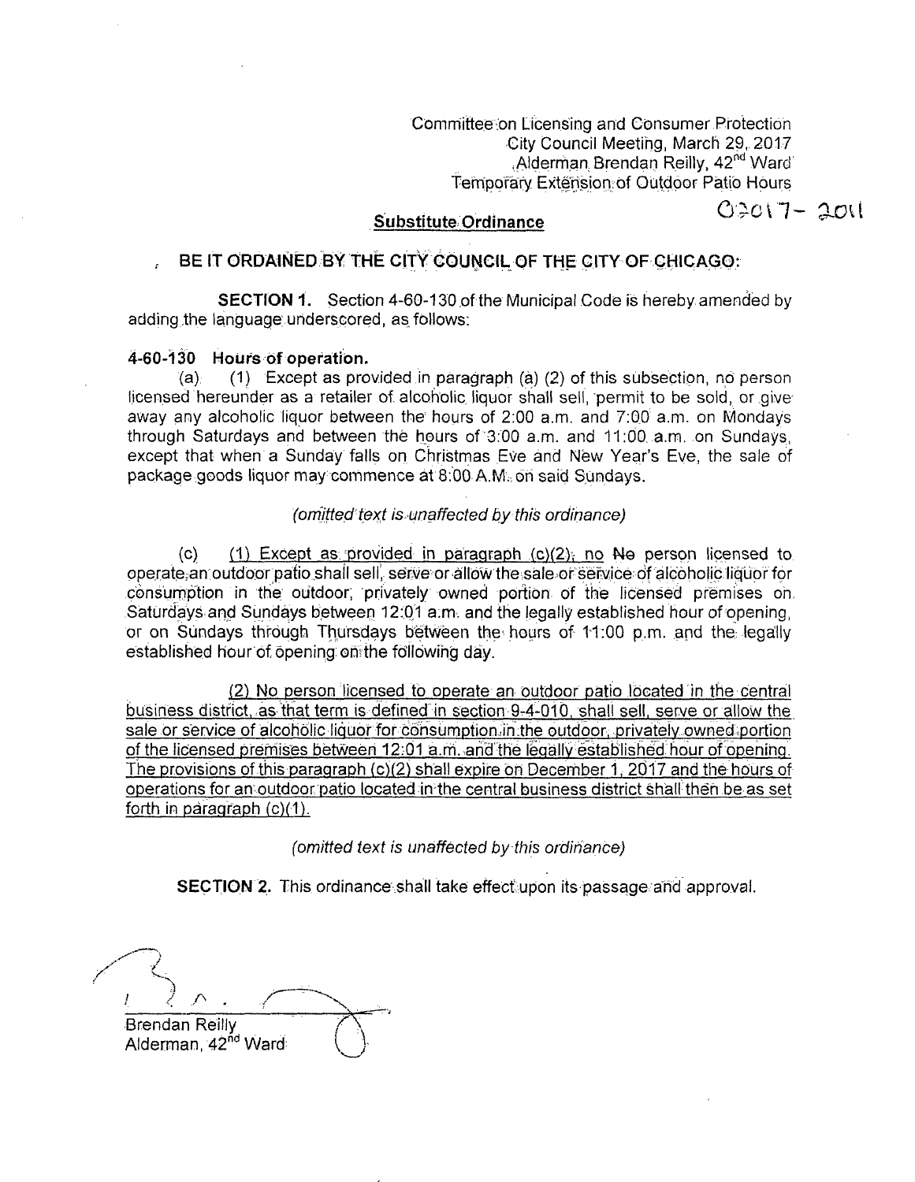Committee on Licensing and Consumer Protection
City Council Meeting, March 29, 2017
Alderman Brendan Reilly, 42nd Ward
Temporary Extension of Outdoor Patio Hours

O2017- 2011

## Substitute Ordinance

**BE IT ORDAINED BY THE CITY COUNCIL OF THE CITY OF CHICAGO:**

**SECTION 1.** Section 4-60-130 of the Municipal Code is hereby amended by adding the language underscored, as follows:

**4-60-130 Hours of operation.**

(a) (1) Except as provided in paragraph (a) (2) of this subsection, no person licensed hereunder as a retailer of alcoholic liquor shall sell, permit to be sold, or give away any alcoholic liquor between the hours of 2:00 a.m. and 7:00 a.m. on Mondays through Saturdays and between the hours of 3:00 a.m. and 11:00 a.m. on Sundays, except that when a Sunday falls on Christmas Eve and New Year's Eve, the sale of package goods liquor may commence at 8:00 A.M. on said Sundays.

*(omitted text is unaffected by this ordinance)*

(c) <u>(1) Except as provided in paragraph (c)(2), no</u> ~~No~~ person licensed to operate an outdoor patio shall sell, serve or allow the sale or service of alcoholic liquor for consumption in the outdoor, privately owned portion of the licensed premises on Saturdays and Sundays between 12:01 a.m. and the legally established hour of opening, or on Sundays through Thursdays between the hours of 11:00 p.m. and the legally established hour of opening on the following day.

<u>(2) No person licensed to operate an outdoor patio located in the central business district, as that term is defined in section 9-4-010, shall sell, serve or allow the sale or service of alcoholic liquor for consumption in the outdoor, privately owned portion of the licensed premises between 12:01 a.m. and the legally established hour of opening. The provisions of this paragraph (c)(2) shall expire on December 1, 2017 and the hours of operations for an outdoor patio located in the central business district shall then be as set forth in paragraph (c)(1).</u>

*(omitted text is unaffected by this ordinance)*

**SECTION 2.** This ordinance shall take effect upon its passage and approval.

Brendan Reilly
Alderman, 42nd Ward